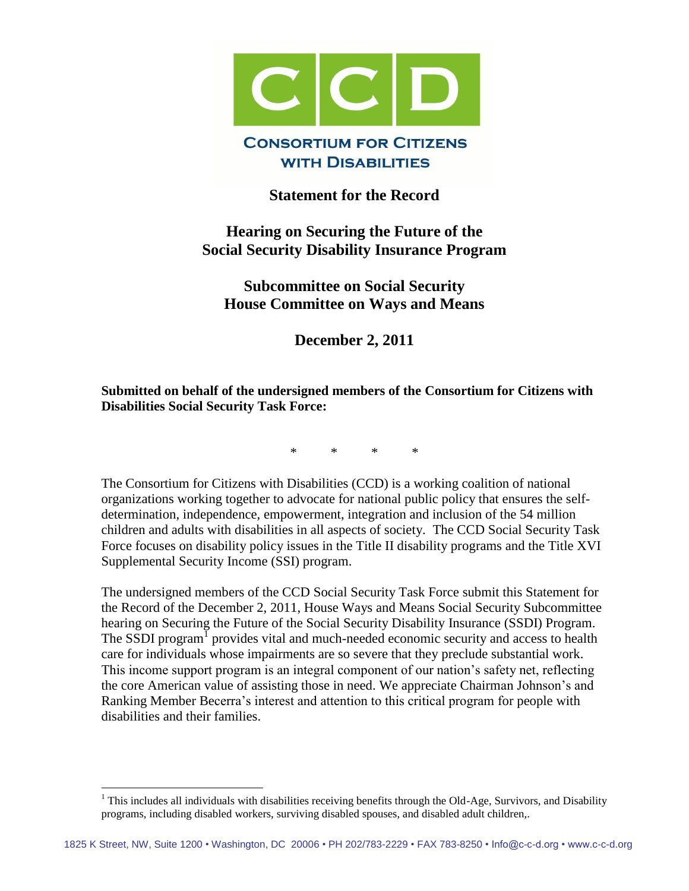# CCD

**Consortium for Citizens with Disabilities**

## Statement for the Record

## Hearing on Securing the Future of the Social Security Disability Insurance Program

## Subcommittee on Social Security House Committee on Ways and Means

## December 2, 2011

**Submitted on behalf of the undersigned members of the Consortium for Citizens with Disabilities Social Security Task Force:**

\* \* \* \*

The Consortium for Citizens with Disabilities (CCD) is a working coalition of national organizations working together to advocate for national public policy that ensures the self-determination, independence, empowerment, integration and inclusion of the 54 million children and adults with disabilities in all aspects of society. The CCD Social Security Task Force focuses on disability policy issues in the Title II disability programs and the Title XVI Supplemental Security Income (SSI) program.

The undersigned members of the CCD Social Security Task Force submit this Statement for the Record of the December 2, 2011, House Ways and Means Social Security Subcommittee hearing on Securing the Future of the Social Security Disability Insurance (SSDI) Program. The SSDI program[1] provides vital and much-needed economic security and access to health care for individuals whose impairments are so severe that they preclude substantial work. This income support program is an integral component of our nation's safety net, reflecting the core American value of assisting those in need. We appreciate Chairman Johnson's and Ranking Member Becerra's interest and attention to this critical program for people with disabilities and their families.

[1] This includes all individuals with disabilities receiving benefits through the Old-Age, Survivors, and Disability programs, including disabled workers, surviving disabled spouses, and disabled adult children,.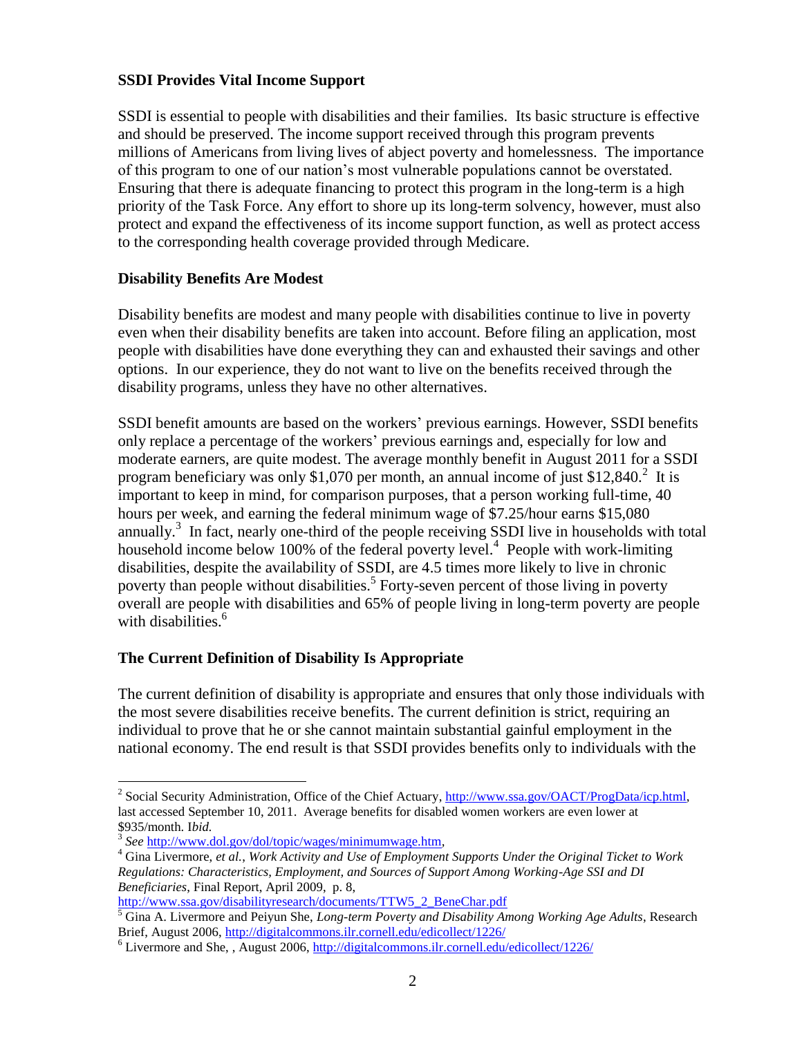**SSDI Provides Vital Income Support**

SSDI is essential to people with disabilities and their families. Its basic structure is effective and should be preserved. The income support received through this program prevents millions of Americans from living lives of abject poverty and homelessness. The importance of this program to one of our nation's most vulnerable populations cannot be overstated. Ensuring that there is adequate financing to protect this program in the long-term is a high priority of the Task Force. Any effort to shore up its long-term solvency, however, must also protect and expand the effectiveness of its income support function, as well as protect access to the corresponding health coverage provided through Medicare.

**Disability Benefits Are Modest**

Disability benefits are modest and many people with disabilities continue to live in poverty even when their disability benefits are taken into account. Before filing an application, most people with disabilities have done everything they can and exhausted their savings and other options. In our experience, they do not want to live on the benefits received through the disability programs, unless they have no other alternatives.

SSDI benefit amounts are based on the workers' previous earnings. However, SSDI benefits only replace a percentage of the workers' previous earnings and, especially for low and moderate earners, are quite modest. The average monthly benefit in August 2011 for a SSDI program beneficiary was only $1,070 per month, an annual income of just $12,840.[2] It is important to keep in mind, for comparison purposes, that a person working full-time, 40 hours per week, and earning the federal minimum wage of $7.25/hour earns $15,080 annually.[3] In fact, nearly one-third of the people receiving SSDI live in households with total household income below 100% of the federal poverty level.[4] People with work-limiting disabilities, despite the availability of SSDI, are 4.5 times more likely to live in chronic poverty than people without disabilities.[5] Forty-seven percent of those living in poverty overall are people with disabilities and 65% of people living in long-term poverty are people with disabilities.[6]

**The Current Definition of Disability Is Appropriate**

The current definition of disability is appropriate and ensures that only those individuals with the most severe disabilities receive benefits. The current definition is strict, requiring an individual to prove that he or she cannot maintain substantial gainful employment in the national economy. The end result is that SSDI provides benefits only to individuals with the

---

[2] Social Security Administration, Office of the Chief Actuary, http://www.ssa.gov/OACT/ProgData/icp.html, last accessed September 10, 2011. Average benefits for disabled women workers are even lower at $935/month. I*bid.*

[3] *See* http://www.dol.gov/dol/topic/wages/minimumwage.htm,

[4] Gina Livermore, *et al.*, *Work Activity and Use of Employment Supports Under the Original Ticket to Work Regulations: Characteristics, Employment, and Sources of Support Among Working-Age SSI and DI Beneficiaries*, Final Report, April 2009, p. 8, http://www.ssa.gov/disabilityresearch/documents/TTW5_2_BeneChar.pdf

[5] Gina A. Livermore and Peiyun She, *Long-term Poverty and Disability Among Working Age Adults*, Research Brief, August 2006, http://digitalcommons.ilr.cornell.edu/edicollect/1226/

[6] Livermore and She, , August 2006, http://digitalcommons.ilr.cornell.edu/edicollect/1226/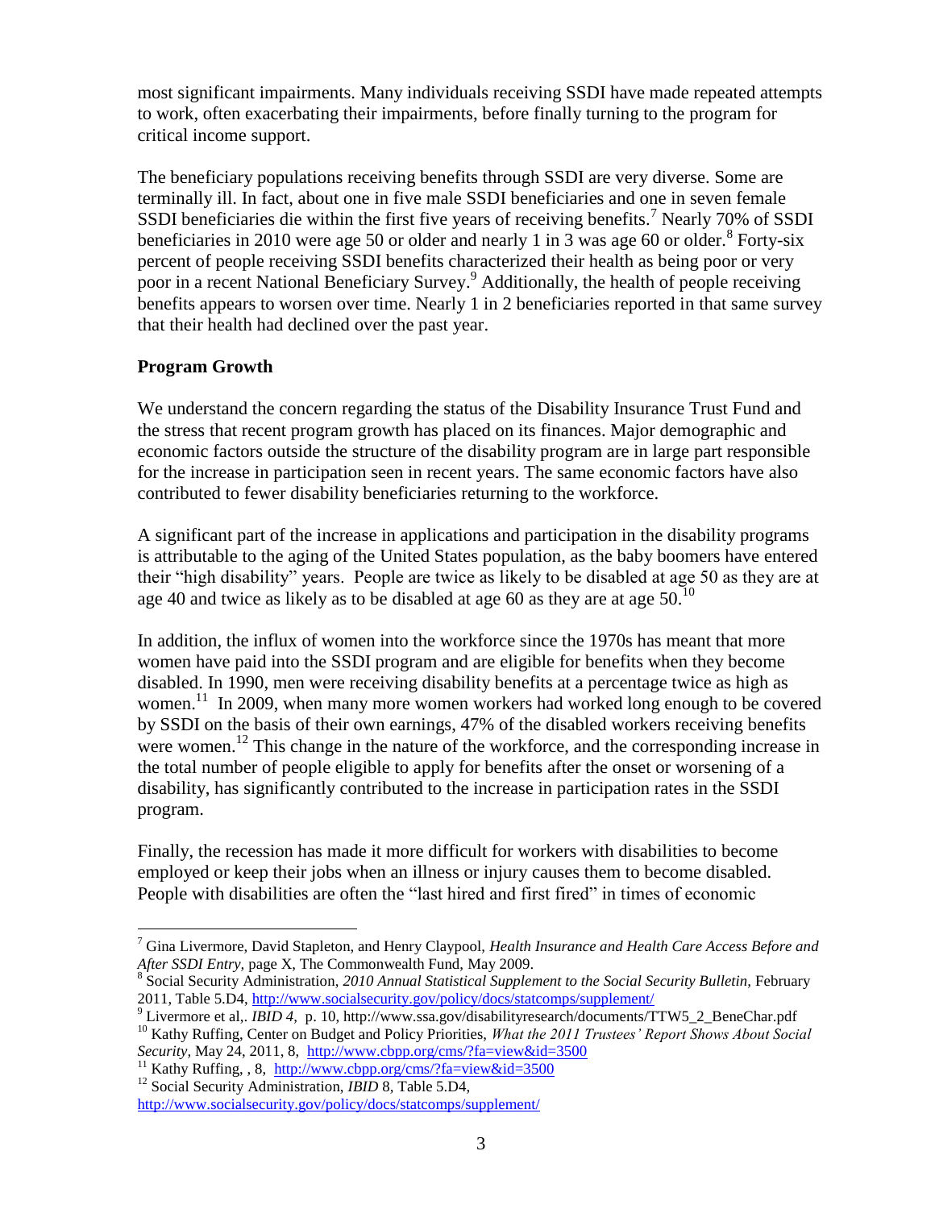most significant impairments. Many individuals receiving SSDI have made repeated attempts to work, often exacerbating their impairments, before finally turning to the program for critical income support.

The beneficiary populations receiving benefits through SSDI are very diverse. Some are terminally ill. In fact, about one in five male SSDI beneficiaries and one in seven female SSDI beneficiaries die within the first five years of receiving benefits.[7] Nearly 70% of SSDI beneficiaries in 2010 were age 50 or older and nearly 1 in 3 was age 60 or older.[8] Forty-six percent of people receiving SSDI benefits characterized their health as being poor or very poor in a recent National Beneficiary Survey.[9] Additionally, the health of people receiving benefits appears to worsen over time. Nearly 1 in 2 beneficiaries reported in that same survey that their health had declined over the past year.

## Program Growth

We understand the concern regarding the status of the Disability Insurance Trust Fund and the stress that recent program growth has placed on its finances. Major demographic and economic factors outside the structure of the disability program are in large part responsible for the increase in participation seen in recent years. The same economic factors have also contributed to fewer disability beneficiaries returning to the workforce.

A significant part of the increase in applications and participation in the disability programs is attributable to the aging of the United States population, as the baby boomers have entered their "high disability" years. People are twice as likely to be disabled at age 50 as they are at age 40 and twice as likely as to be disabled at age 60 as they are at age 50.[10]

In addition, the influx of women into the workforce since the 1970s has meant that more women have paid into the SSDI program and are eligible for benefits when they become disabled. In 1990, men were receiving disability benefits at a percentage twice as high as women.[11] In 2009, when many more women workers had worked long enough to be covered by SSDI on the basis of their own earnings, 47% of the disabled workers receiving benefits were women.[12] This change in the nature of the workforce, and the corresponding increase in the total number of people eligible to apply for benefits after the onset or worsening of a disability, has significantly contributed to the increase in participation rates in the SSDI program.

Finally, the recession has made it more difficult for workers with disabilities to become employed or keep their jobs when an illness or injury causes them to become disabled. People with disabilities are often the "last hired and first fired" in times of economic

---

[7] Gina Livermore, David Stapleton, and Henry Claypool, *Health Insurance and Health Care Access Before and After SSDI Entry*, page X, The Commonwealth Fund, May 2009.

[8] Social Security Administration, *2010 Annual Statistical Supplement to the Social Security Bulletin*, February 2011, Table 5.D4, http://www.socialsecurity.gov/policy/docs/statcomps/supplement/

[9] Livermore et al,. *IBID 4*, p. 10, http://www.ssa.gov/disabilityresearch/documents/TTW5_2_BeneChar.pdf

[10] Kathy Ruffing, Center on Budget and Policy Priorities, *What the 2011 Trustees' Report Shows About Social Security*, May 24, 2011, 8, http://www.cbpp.org/cms/?fa=view&id=3500

[11] Kathy Ruffing, , 8, http://www.cbpp.org/cms/?fa=view&id=3500

[12] Social Security Administration, *IBID* 8, Table 5.D4, http://www.socialsecurity.gov/policy/docs/statcomps/supplement/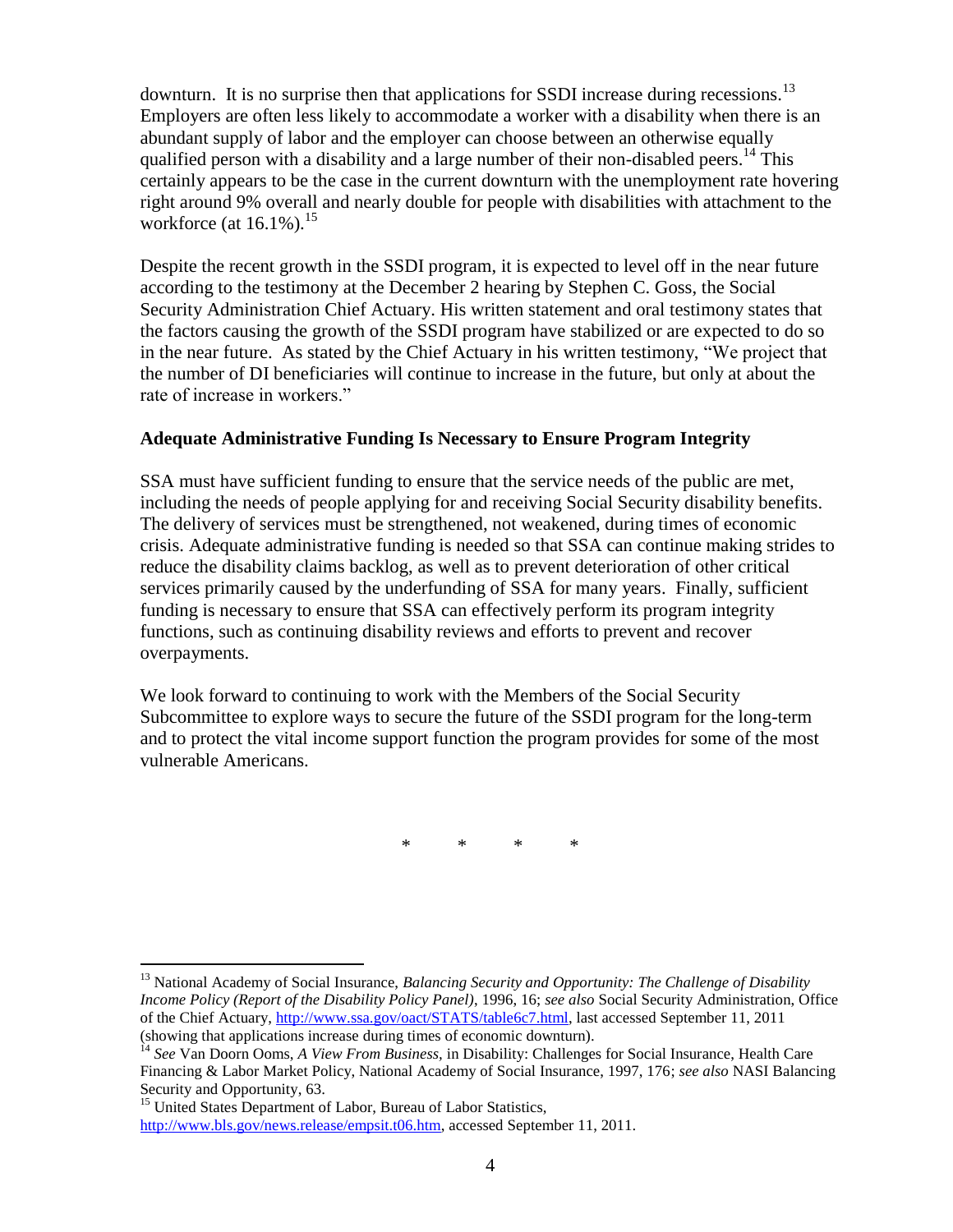downturn. It is no surprise then that applications for SSDI increase during recessions.[13] Employers are often less likely to accommodate a worker with a disability when there is an abundant supply of labor and the employer can choose between an otherwise equally qualified person with a disability and a large number of their non-disabled peers.[14] This certainly appears to be the case in the current downturn with the unemployment rate hovering right around 9% overall and nearly double for people with disabilities with attachment to the workforce (at 16.1%).[15]

Despite the recent growth in the SSDI program, it is expected to level off in the near future according to the testimony at the December 2 hearing by Stephen C. Goss, the Social Security Administration Chief Actuary. His written statement and oral testimony states that the factors causing the growth of the SSDI program have stabilized or are expected to do so in the near future. As stated by the Chief Actuary in his written testimony, "We project that the number of DI beneficiaries will continue to increase in the future, but only at about the rate of increase in workers."

**Adequate Administrative Funding Is Necessary to Ensure Program Integrity**

SSA must have sufficient funding to ensure that the service needs of the public are met, including the needs of people applying for and receiving Social Security disability benefits. The delivery of services must be strengthened, not weakened, during times of economic crisis. Adequate administrative funding is needed so that SSA can continue making strides to reduce the disability claims backlog, as well as to prevent deterioration of other critical services primarily caused by the underfunding of SSA for many years. Finally, sufficient funding is necessary to ensure that SSA can effectively perform its program integrity functions, such as continuing disability reviews and efforts to prevent and recover overpayments.

We look forward to continuing to work with the Members of the Social Security Subcommittee to explore ways to secure the future of the SSDI program for the long-term and to protect the vital income support function the program provides for some of the most vulnerable Americans.

\* \* \* \*

---

[13] National Academy of Social Insurance, *Balancing Security and Opportunity: The Challenge of Disability Income Policy (Report of the Disability Policy Panel)*, 1996, 16; *see also* Social Security Administration, Office of the Chief Actuary, http://www.ssa.gov/oact/STATS/table6c7.html, last accessed September 11, 2011 (showing that applications increase during times of economic downturn).

[14] *See* Van Doorn Ooms, *A View From Business*, in Disability: Challenges for Social Insurance, Health Care Financing & Labor Market Policy, National Academy of Social Insurance, 1997, 176; *see also* NASI Balancing Security and Opportunity, 63.

[15] United States Department of Labor, Bureau of Labor Statistics, http://www.bls.gov/news.release/empsit.t06.htm, accessed September 11, 2011.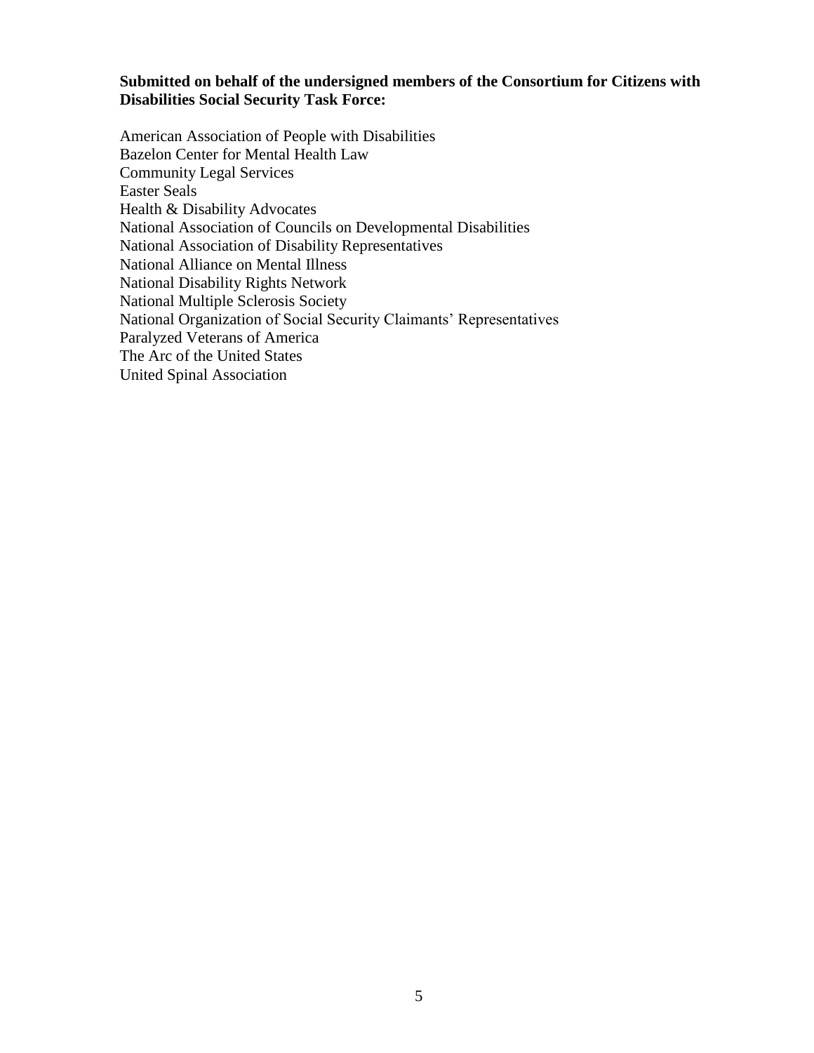**Submitted on behalf of the undersigned members of the Consortium for Citizens with Disabilities Social Security Task Force:**

American Association of People with Disabilities
Bazelon Center for Mental Health Law
Community Legal Services
Easter Seals
Health & Disability Advocates
National Association of Councils on Developmental Disabilities
National Association of Disability Representatives
National Alliance on Mental Illness
National Disability Rights Network
National Multiple Sclerosis Society
National Organization of Social Security Claimants' Representatives
Paralyzed Veterans of America
The Arc of the United States
United Spinal Association